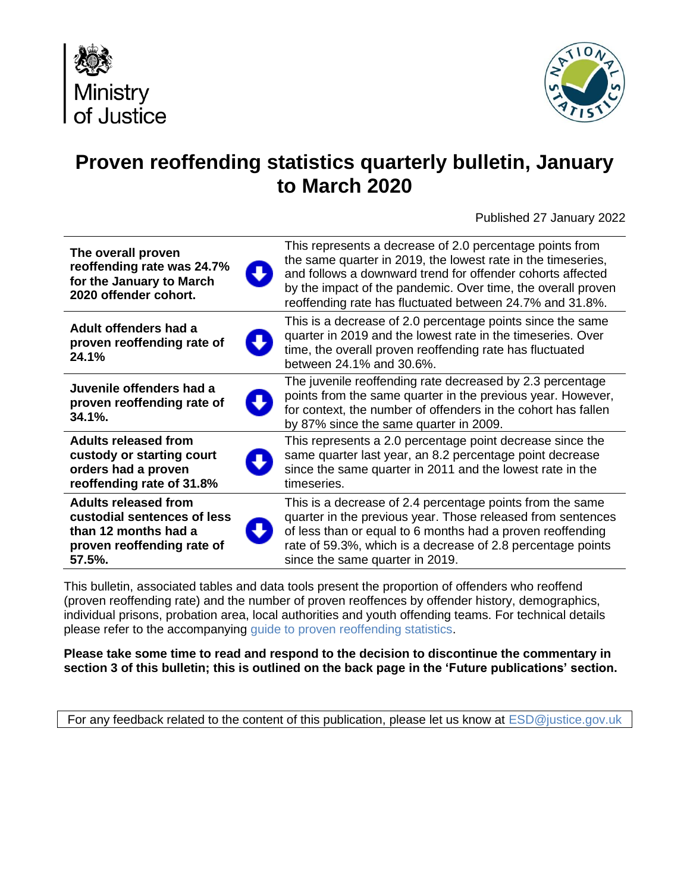Ministry of Justice

# Proven reoffending statistics quarterly bulletin, January to March 2020

Published 27 January 2022

| | |
|---|---|
| **The overall proven reoffending rate was 24.7% for the January to March 2020 offender cohort.** | This represents a decrease of 2.0 percentage points from the same quarter in 2019, the lowest rate in the timeseries, and follows a downward trend for offender cohorts affected by the impact of the pandemic. Over time, the overall proven reoffending rate has fluctuated between 24.7% and 31.8%. |
| **Adult offenders had a proven reoffending rate of 24.1%** | This is a decrease of 2.0 percentage points since the same quarter in 2019 and the lowest rate in the timeseries. Over time, the overall proven reoffending rate has fluctuated between 24.1% and 30.6%. |
| **Juvenile offenders had a proven reoffending rate of 34.1%.** | The juvenile reoffending rate decreased by 2.3 percentage points from the same quarter in the previous year. However, for context, the number of offenders in the cohort has fallen by 87% since the same quarter in 2009. |
| **Adults released from custody or starting court orders had a proven reoffending rate of 31.8%** | This represents a 2.0 percentage point decrease since the same quarter last year, an 8.2 percentage point decrease since the same quarter in 2011 and the lowest rate in the timeseries. |
| **Adults released from custodial sentences of less than 12 months had a proven reoffending rate of 57.5%.** | This is a decrease of 2.4 percentage points from the same quarter in the previous year. Those released from sentences of less than or equal to 6 months had a proven reoffending rate of 59.3%, which is a decrease of 2.8 percentage points since the same quarter in 2019. |

This bulletin, associated tables and data tools present the proportion of offenders who reoffend (proven reoffending rate) and the number of proven reoffences by offender history, demographics, individual prisons, probation area, local authorities and youth offending teams. For technical details please refer to the accompanying guide to proven reoffending statistics.

**Please take some time to read and respond to the decision to discontinue the commentary in section 3 of this bulletin; this is outlined on the back page in the 'Future publications' section.**

For any feedback related to the content of this publication, please let us know at ESD@justice.gov.uk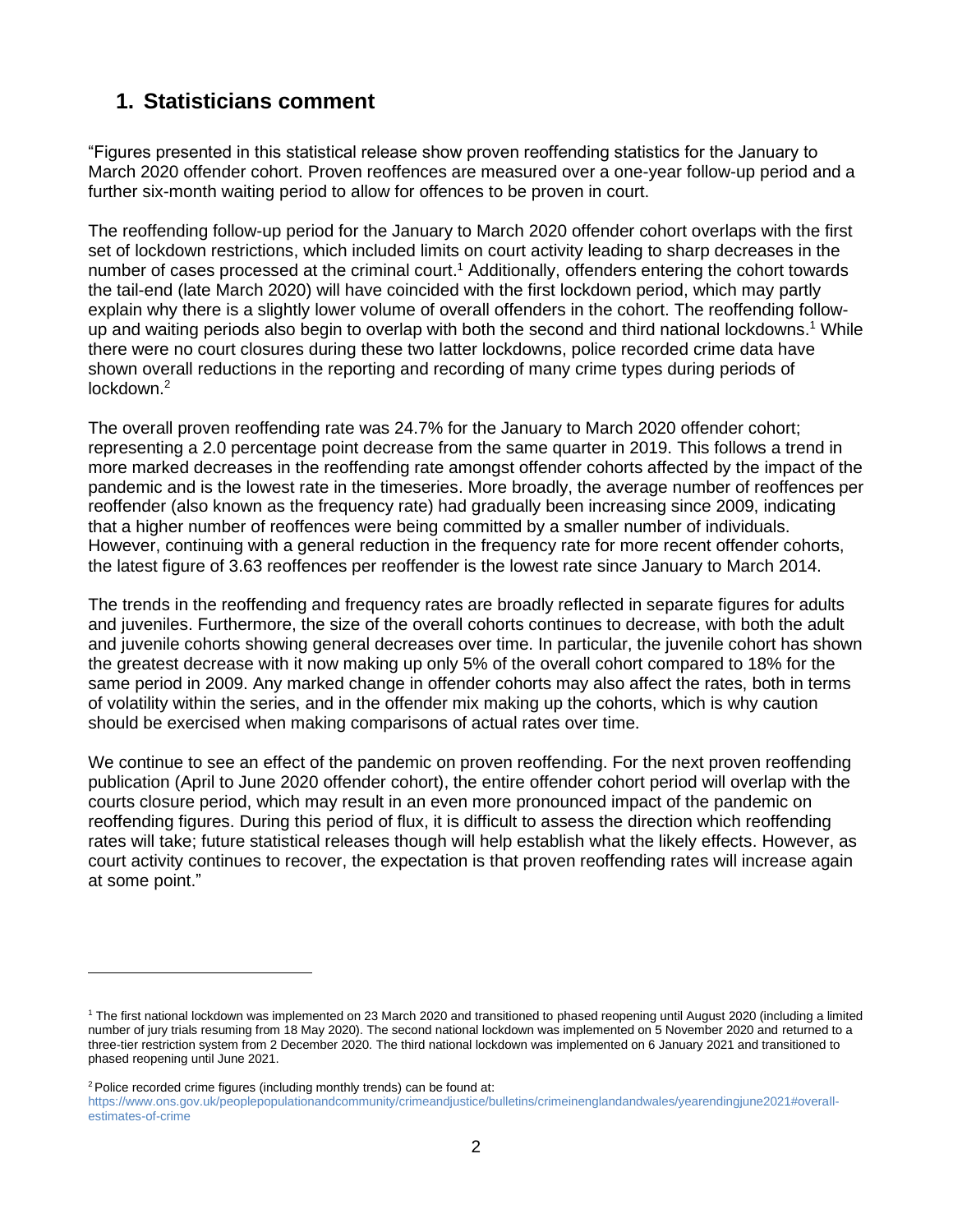## 1. Statisticians comment

"Figures presented in this statistical release show proven reoffending statistics for the January to March 2020 offender cohort. Proven reoffences are measured over a one-year follow-up period and a further six-month waiting period to allow for offences to be proven in court.

The reoffending follow-up period for the January to March 2020 offender cohort overlaps with the first set of lockdown restrictions, which included limits on court activity leading to sharp decreases in the number of cases processed at the criminal court.[1] Additionally, offenders entering the cohort towards the tail-end (late March 2020) will have coincided with the first lockdown period, which may partly explain why there is a slightly lower volume of overall offenders in the cohort. The reoffending follow-up and waiting periods also begin to overlap with both the second and third national lockdowns.[1] While there were no court closures during these two latter lockdowns, police recorded crime data have shown overall reductions in the reporting and recording of many crime types during periods of lockdown.[2]

The overall proven reoffending rate was 24.7% for the January to March 2020 offender cohort; representing a 2.0 percentage point decrease from the same quarter in 2019. This follows a trend in more marked decreases in the reoffending rate amongst offender cohorts affected by the impact of the pandemic and is the lowest rate in the timeseries. More broadly, the average number of reoffences per reoffender (also known as the frequency rate) had gradually been increasing since 2009, indicating that a higher number of reoffences were being committed by a smaller number of individuals. However, continuing with a general reduction in the frequency rate for more recent offender cohorts, the latest figure of 3.63 reoffences per reoffender is the lowest rate since January to March 2014.

The trends in the reoffending and frequency rates are broadly reflected in separate figures for adults and juveniles. Furthermore, the size of the overall cohorts continues to decrease, with both the adult and juvenile cohorts showing general decreases over time. In particular, the juvenile cohort has shown the greatest decrease with it now making up only 5% of the overall cohort compared to 18% for the same period in 2009. Any marked change in offender cohorts may also affect the rates, both in terms of volatility within the series, and in the offender mix making up the cohorts, which is why caution should be exercised when making comparisons of actual rates over time.

We continue to see an effect of the pandemic on proven reoffending. For the next proven reoffending publication (April to June 2020 offender cohort), the entire offender cohort period will overlap with the courts closure period, which may result in an even more pronounced impact of the pandemic on reoffending figures. During this period of flux, it is difficult to assess the direction which reoffending rates will take; future statistical releases though will help establish what the likely effects. However, as court activity continues to recover, the expectation is that proven reoffending rates will increase again at some point."

---

[1] The first national lockdown was implemented on 23 March 2020 and transitioned to phased reopening until August 2020 (including a limited number of jury trials resuming from 18 May 2020). The second national lockdown was implemented on 5 November 2020 and returned to a three-tier restriction system from 2 December 2020. The third national lockdown was implemented on 6 January 2021 and transitioned to phased reopening until June 2021.

[2] Police recorded crime figures (including monthly trends) can be found at: https://www.ons.gov.uk/peoplepopulationandcommunity/crimeandjustice/bulletins/crimeinenglandandwales/yearendingjune2021#overall-estimates-of-crime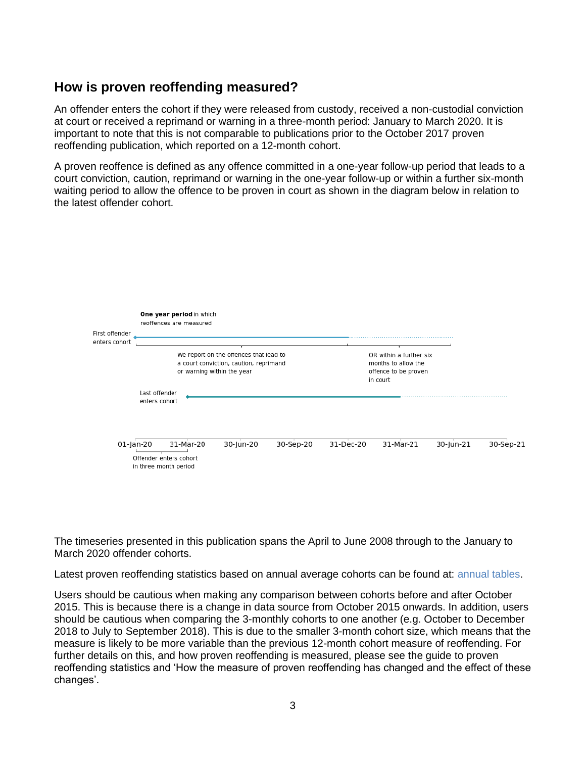## How is proven reoffending measured?

An offender enters the cohort if they were released from custody, received a non-custodial conviction at court or received a reprimand or warning in a three-month period: January to March 2020. It is important to note that this is not comparable to publications prior to the October 2017 proven reoffending publication, which reported on a 12-month cohort.

A proven reoffence is defined as any offence committed in a one-year follow-up period that leads to a court conviction, caution, reprimand or warning in the one-year follow-up or within a further six-month waiting period to allow the offence to be proven in court as shown in the diagram below in relation to the latest offender cohort.

**One year period** in which reoffences are measured

First offender enters cohort

We report on the offences that lead to a court conviction, caution, reprimand or warning within the year

OR within a further six months to allow the offence to be proven in court

Last offender enters cohort

01-Jan-20 | 31-Mar-20 | 30-Jun-20 | 30-Sep-20 | 31-Dec-20 | 31-Mar-21 | 30-Jun-21 | 30-Sep-21

Offender enters cohort in three month period

The timeseries presented in this publication spans the April to June 2008 through to the January to March 2020 offender cohorts.

Latest proven reoffending statistics based on annual average cohorts can be found at: annual tables.

Users should be cautious when making any comparison between cohorts before and after October 2015. This is because there is a change in data source from October 2015 onwards. In addition, users should be cautious when comparing the 3-monthly cohorts to one another (e.g. October to December 2018 to July to September 2018). This is due to the smaller 3-month cohort size, which means that the measure is likely to be more variable than the previous 12-month cohort measure of reoffending. For further details on this, and how proven reoffending is measured, please see the guide to proven reoffending statistics and 'How the measure of proven reoffending has changed and the effect of these changes'.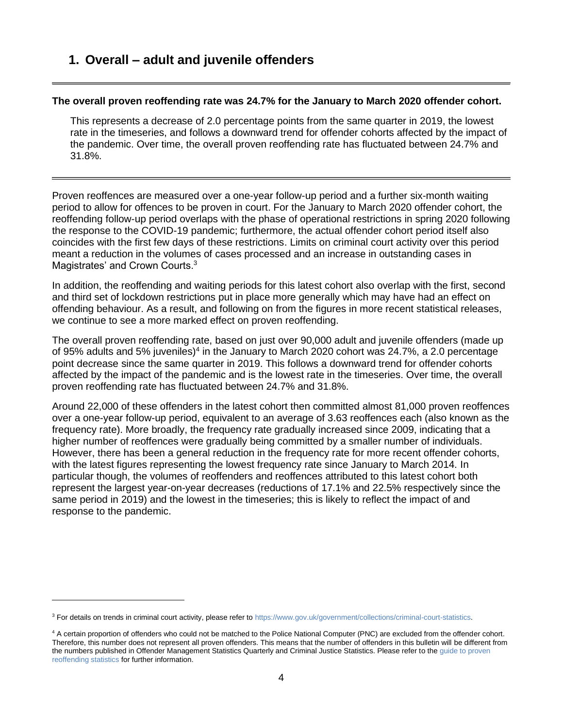## 1. Overall – adult and juvenile offenders

---

**The overall proven reoffending rate was 24.7% for the January to March 2020 offender cohort.**

This represents a decrease of 2.0 percentage points from the same quarter in 2019, the lowest rate in the timeseries, and follows a downward trend for offender cohorts affected by the impact of the pandemic. Over time, the overall proven reoffending rate has fluctuated between 24.7% and 31.8%.

---

Proven reoffences are measured over a one-year follow-up period and a further six-month waiting period to allow for offences to be proven in court. For the January to March 2020 offender cohort, the reoffending follow-up period overlaps with the phase of operational restrictions in spring 2020 following the response to the COVID-19 pandemic; furthermore, the actual offender cohort period itself also coincides with the first few days of these restrictions. Limits on criminal court activity over this period meant a reduction in the volumes of cases processed and an increase in outstanding cases in Magistrates' and Crown Courts.[3]

In addition, the reoffending and waiting periods for this latest cohort also overlap with the first, second and third set of lockdown restrictions put in place more generally which may have had an effect on offending behaviour. As a result, and following on from the figures in more recent statistical releases, we continue to see a more marked effect on proven reoffending.

The overall proven reoffending rate, based on just over 90,000 adult and juvenile offenders (made up of 95% adults and 5% juveniles)[4] in the January to March 2020 cohort was 24.7%, a 2.0 percentage point decrease since the same quarter in 2019. This follows a downward trend for offender cohorts affected by the impact of the pandemic and is the lowest rate in the timeseries. Over time, the overall proven reoffending rate has fluctuated between 24.7% and 31.8%.

Around 22,000 of these offenders in the latest cohort then committed almost 81,000 proven reoffences over a one-year follow-up period, equivalent to an average of 3.63 reoffences each (also known as the frequency rate). More broadly, the frequency rate gradually increased since 2009, indicating that a higher number of reoffences were gradually being committed by a smaller number of individuals. However, there has been a general reduction in the frequency rate for more recent offender cohorts, with the latest figures representing the lowest frequency rate since January to March 2014. In particular though, the volumes of reoffenders and reoffences attributed to this latest cohort both represent the largest year-on-year decreases (reductions of 17.1% and 22.5% respectively since the same period in 2019) and the lowest in the timeseries; this is likely to reflect the impact of and response to the pandemic.

---

[3] For details on trends in criminal court activity, please refer to https://www.gov.uk/government/collections/criminal-court-statistics.

[4] A certain proportion of offenders who could not be matched to the Police National Computer (PNC) are excluded from the offender cohort. Therefore, this number does not represent all proven offenders. This means that the number of offenders in this bulletin will be different from the numbers published in Offender Management Statistics Quarterly and Criminal Justice Statistics. Please refer to the guide to proven reoffending statistics for further information.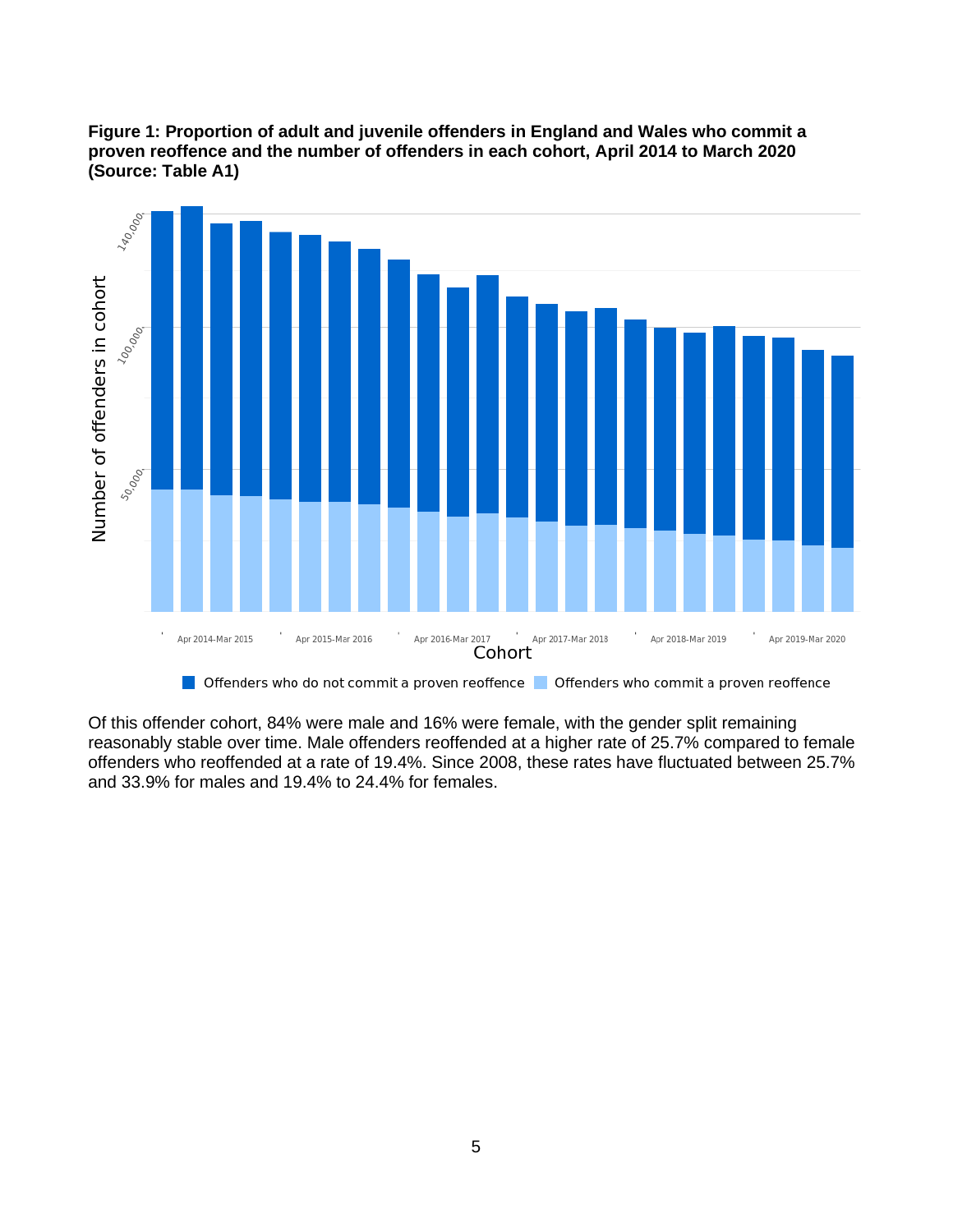**Figure 1: Proportion of adult and juvenile offenders in England and Wales who commit a proven reoffence and the number of offenders in each cohort, April 2014 to March 2020 (Source: Table A1)**

Of this offender cohort, 84% were male and 16% were female, with the gender split remaining reasonably stable over time. Male offenders reoffended at a higher rate of 25.7% compared to female offenders who reoffended at a rate of 19.4%. Since 2008, these rates have fluctuated between 25.7% and 33.9% for males and 19.4% to 24.4% for females.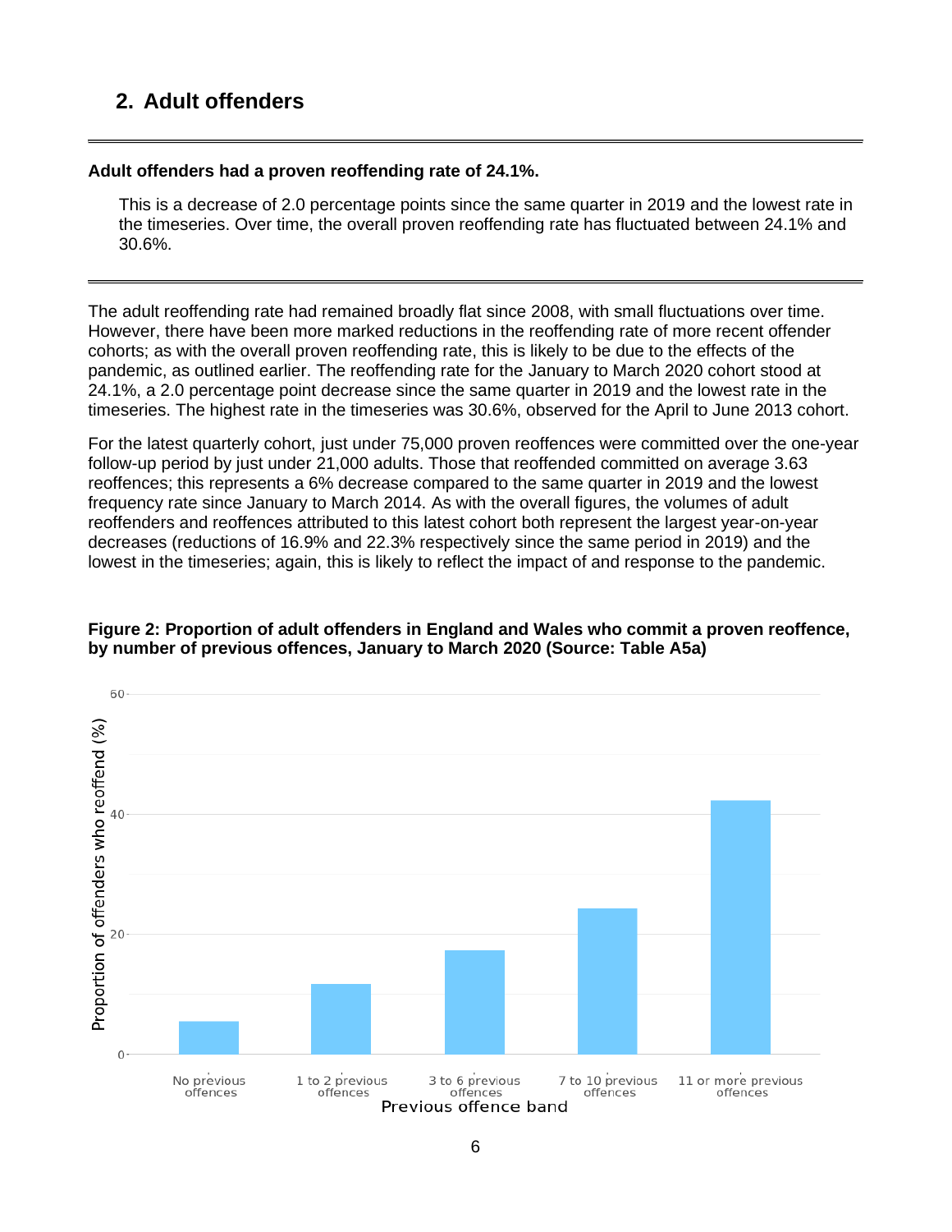## 2. Adult offenders

**Adult offenders had a proven reoffending rate of 24.1%.**

This is a decrease of 2.0 percentage points since the same quarter in 2019 and the lowest rate in the timeseries. Over time, the overall proven reoffending rate has fluctuated between 24.1% and 30.6%.

The adult reoffending rate had remained broadly flat since 2008, with small fluctuations over time. However, there have been more marked reductions in the reoffending rate of more recent offender cohorts; as with the overall proven reoffending rate, this is likely to be due to the effects of the pandemic, as outlined earlier. The reoffending rate for the January to March 2020 cohort stood at 24.1%, a 2.0 percentage point decrease since the same quarter in 2019 and the lowest rate in the timeseries. The highest rate in the timeseries was 30.6%, observed for the April to June 2013 cohort.

For the latest quarterly cohort, just under 75,000 proven reoffences were committed over the one-year follow-up period by just under 21,000 adults. Those that reoffended committed on average 3.63 reoffences; this represents a 6% decrease compared to the same quarter in 2019 and the lowest frequency rate since January to March 2014. As with the overall figures, the volumes of adult reoffenders and reoffences attributed to this latest cohort both represent the largest year-on-year decreases (reductions of 16.9% and 22.3% respectively since the same period in 2019) and the lowest in the timeseries; again, this is likely to reflect the impact of and response to the pandemic.

**Figure 2: Proportion of adult offenders in England and Wales who commit a proven reoffence, by number of previous offences, January to March 2020 (Source: Table A5a)**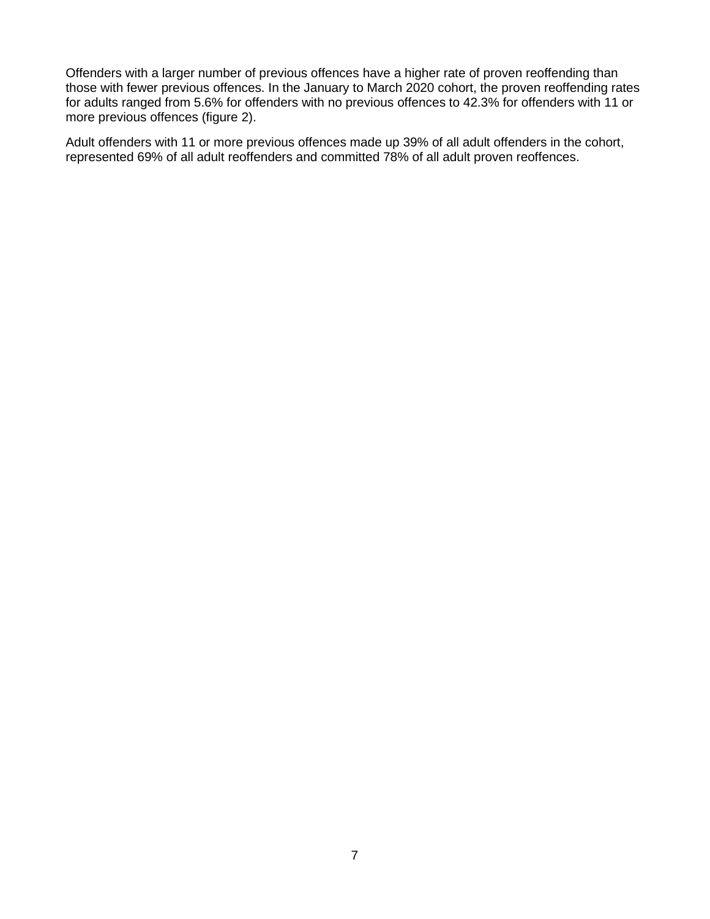Offenders with a larger number of previous offences have a higher rate of proven reoffending than those with fewer previous offences. In the January to March 2020 cohort, the proven reoffending rates for adults ranged from 5.6% for offenders with no previous offences to 42.3% for offenders with 11 or more previous offences (figure 2).

Adult offenders with 11 or more previous offences made up 39% of all adult offenders in the cohort, represented 69% of all adult reoffenders and committed 78% of all adult proven reoffences.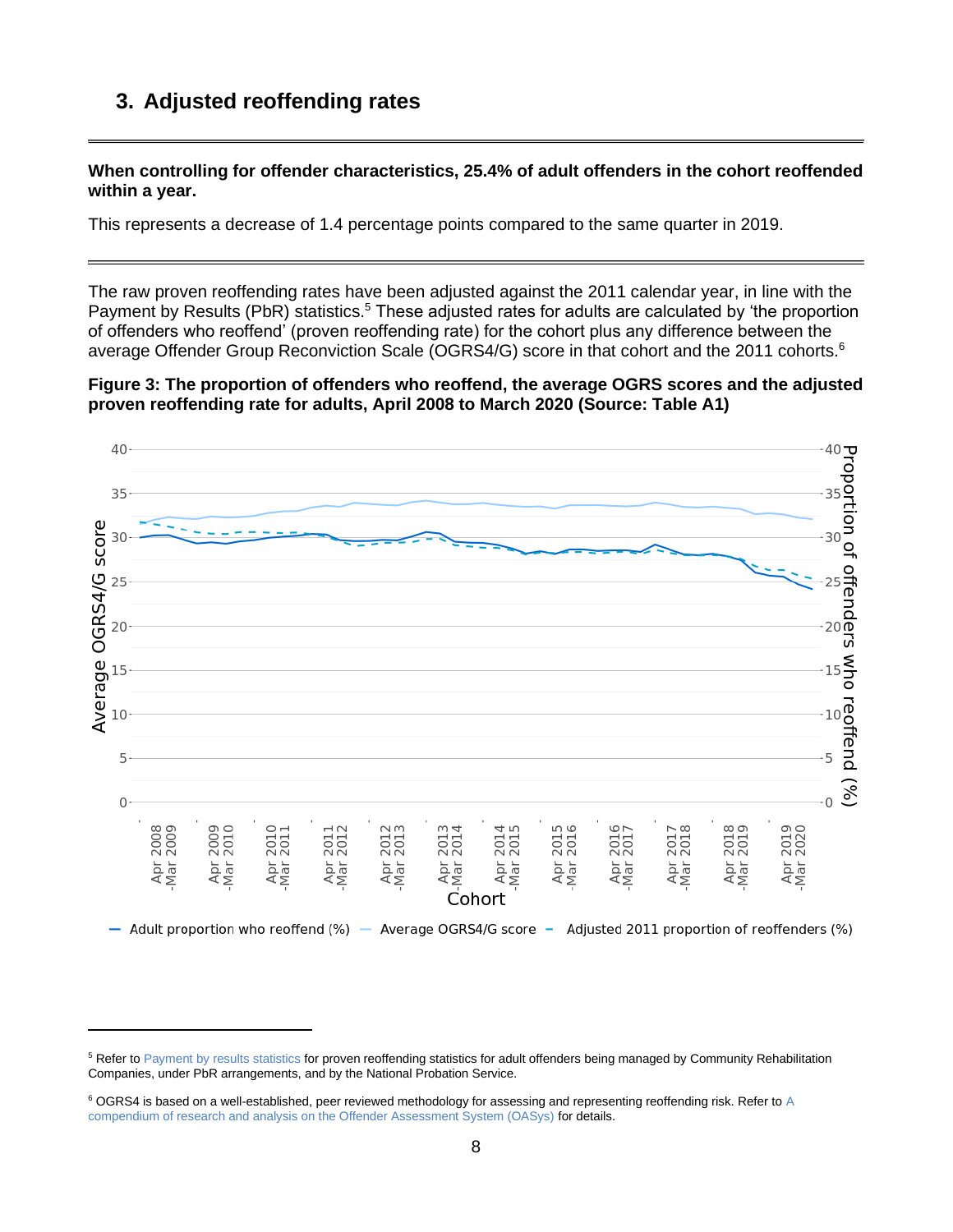## 3. Adjusted reoffending rates

**When controlling for offender characteristics, 25.4% of adult offenders in the cohort reoffended within a year.**

This represents a decrease of 1.4 percentage points compared to the same quarter in 2019.

The raw proven reoffending rates have been adjusted against the 2011 calendar year, in line with the Payment by Results (PbR) statistics.[5] These adjusted rates for adults are calculated by 'the proportion of offenders who reoffend' (proven reoffending rate) for the cohort plus any difference between the average Offender Group Reconviction Scale (OGRS4/G) score in that cohort and the 2011 cohorts.[6]

**Figure 3: The proportion of offenders who reoffend, the average OGRS scores and the adjusted proven reoffending rate for adults, April 2008 to March 2020 (Source: Table A1)**

---

[5] Refer to Payment by results statistics for proven reoffending statistics for adult offenders being managed by Community Rehabilitation Companies, under PbR arrangements, and by the National Probation Service.

[6] OGRS4 is based on a well-established, peer reviewed methodology for assessing and representing reoffending risk. Refer to A compendium of research and analysis on the Offender Assessment System (OASys) for details.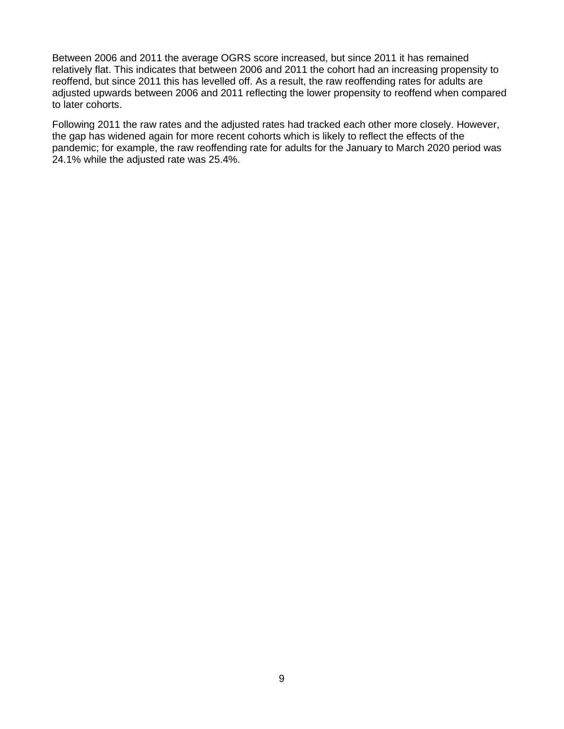Between 2006 and 2011 the average OGRS score increased, but since 2011 it has remained relatively flat. This indicates that between 2006 and 2011 the cohort had an increasing propensity to reoffend, but since 2011 this has levelled off. As a result, the raw reoffending rates for adults are adjusted upwards between 2006 and 2011 reflecting the lower propensity to reoffend when compared to later cohorts.

Following 2011 the raw rates and the adjusted rates had tracked each other more closely. However, the gap has widened again for more recent cohorts which is likely to reflect the effects of the pandemic; for example, the raw reoffending rate for adults for the January to March 2020 period was 24.1% while the adjusted rate was 25.4%.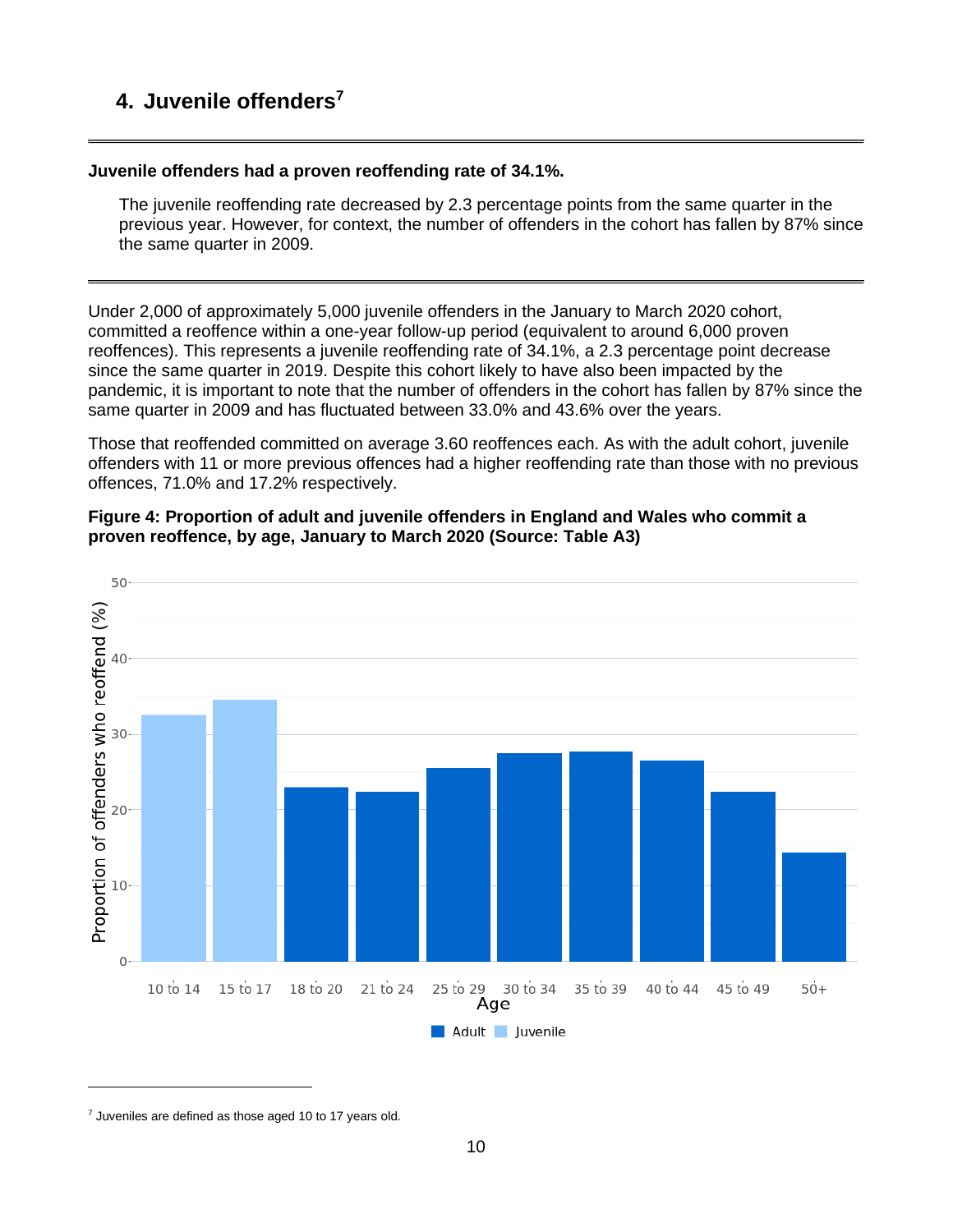# 4. Juvenile offenders[7]

**Juvenile offenders had a proven reoffending rate of 34.1%.**

The juvenile reoffending rate decreased by 2.3 percentage points from the same quarter in the previous year. However, for context, the number of offenders in the cohort has fallen by 87% since the same quarter in 2009.

Under 2,000 of approximately 5,000 juvenile offenders in the January to March 2020 cohort, committed a reoffence within a one-year follow-up period (equivalent to around 6,000 proven reoffences). This represents a juvenile reoffending rate of 34.1%, a 2.3 percentage point decrease since the same quarter in 2019. Despite this cohort likely to have also been impacted by the pandemic, it is important to note that the number of offenders in the cohort has fallen by 87% since the same quarter in 2009 and has fluctuated between 33.0% and 43.6% over the years.

Those that reoffended committed on average 3.60 reoffences each. As with the adult cohort, juvenile offenders with 11 or more previous offences had a higher reoffending rate than those with no previous offences, 71.0% and 17.2% respectively.

**Figure 4: Proportion of adult and juvenile offenders in England and Wales who commit a proven reoffence, by age, January to March 2020 (Source: Table A3)**

[7] Juveniles are defined as those aged 10 to 17 years old.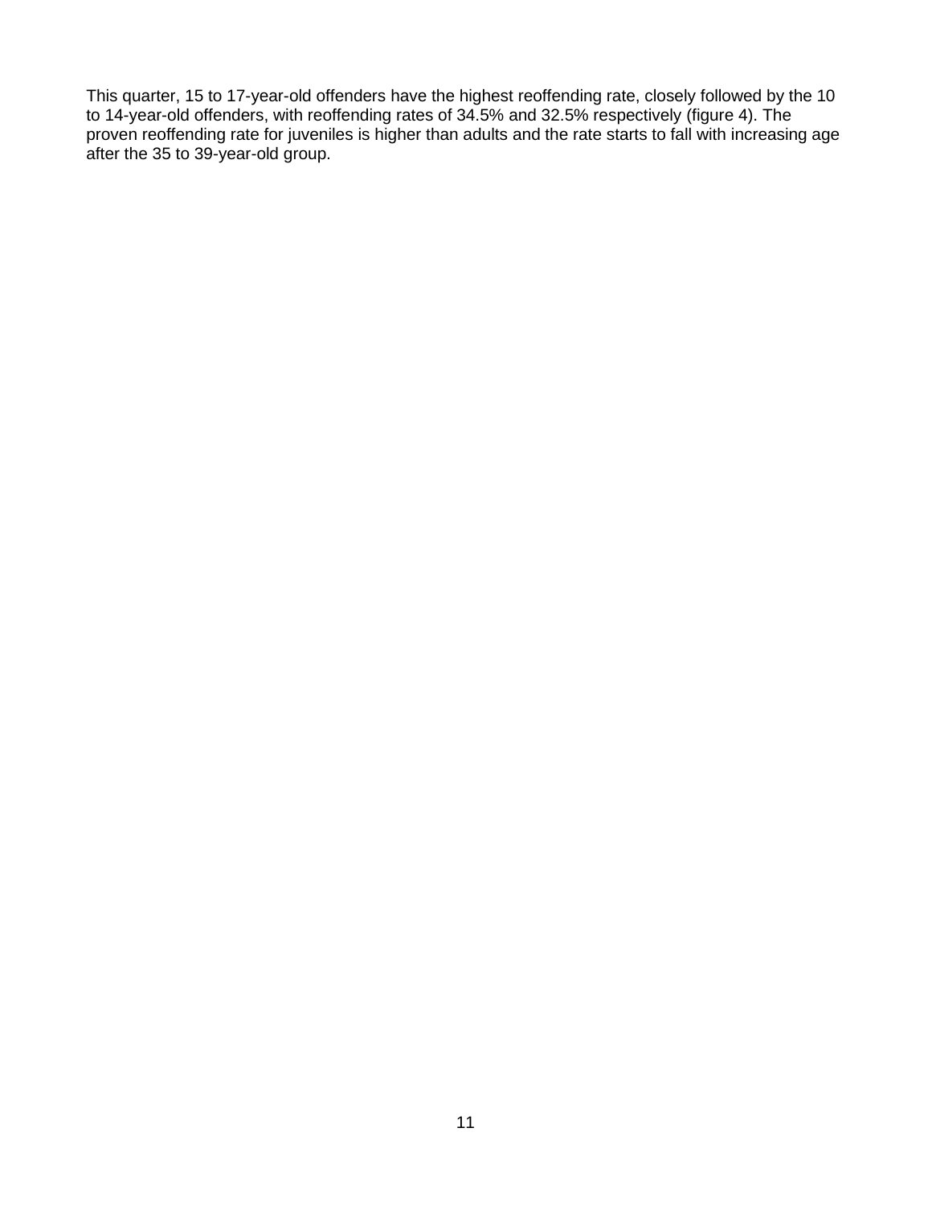This quarter, 15 to 17-year-old offenders have the highest reoffending rate, closely followed by the 10 to 14-year-old offenders, with reoffending rates of 34.5% and 32.5% respectively (figure 4). The proven reoffending rate for juveniles is higher than adults and the rate starts to fall with increasing age after the 35 to 39-year-old group.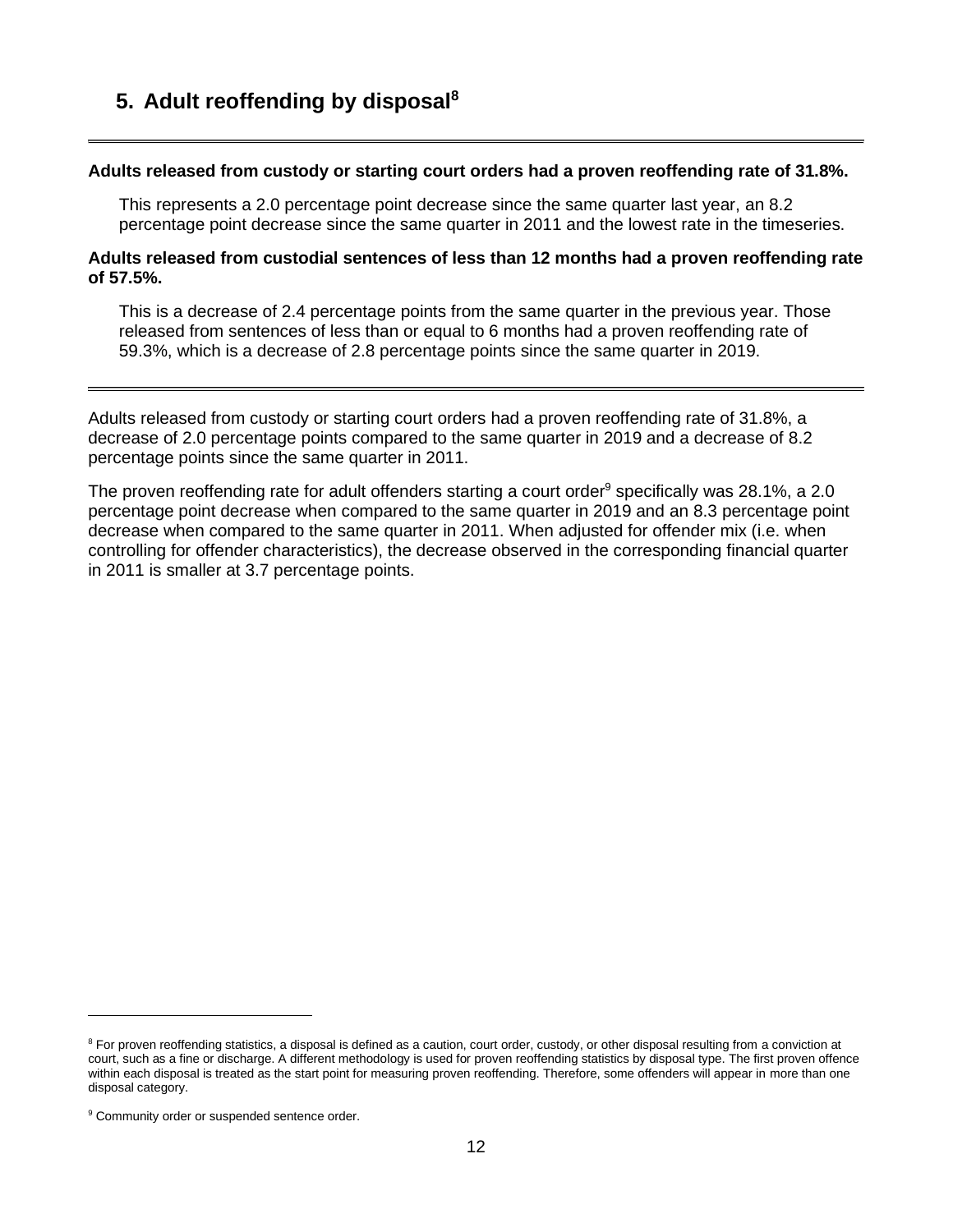## 5. Adult reoffending by disposal[8]

---

**Adults released from custody or starting court orders had a proven reoffending rate of 31.8%.**

This represents a 2.0 percentage point decrease since the same quarter last year, an 8.2 percentage point decrease since the same quarter in 2011 and the lowest rate in the timeseries.

**Adults released from custodial sentences of less than 12 months had a proven reoffending rate of 57.5%.**

This is a decrease of 2.4 percentage points from the same quarter in the previous year. Those released from sentences of less than or equal to 6 months had a proven reoffending rate of 59.3%, which is a decrease of 2.8 percentage points since the same quarter in 2019.

---

Adults released from custody or starting court orders had a proven reoffending rate of 31.8%, a decrease of 2.0 percentage points compared to the same quarter in 2019 and a decrease of 8.2 percentage points since the same quarter in 2011.

The proven reoffending rate for adult offenders starting a court order[9] specifically was 28.1%, a 2.0 percentage point decrease when compared to the same quarter in 2019 and an 8.3 percentage point decrease when compared to the same quarter in 2011. When adjusted for offender mix (i.e. when controlling for offender characteristics), the decrease observed in the corresponding financial quarter in 2011 is smaller at 3.7 percentage points.

---

[8] For proven reoffending statistics, a disposal is defined as a caution, court order, custody, or other disposal resulting from a conviction at court, such as a fine or discharge. A different methodology is used for proven reoffending statistics by disposal type. The first proven offence within each disposal is treated as the start point for measuring proven reoffending. Therefore, some offenders will appear in more than one disposal category.

[9] Community order or suspended sentence order.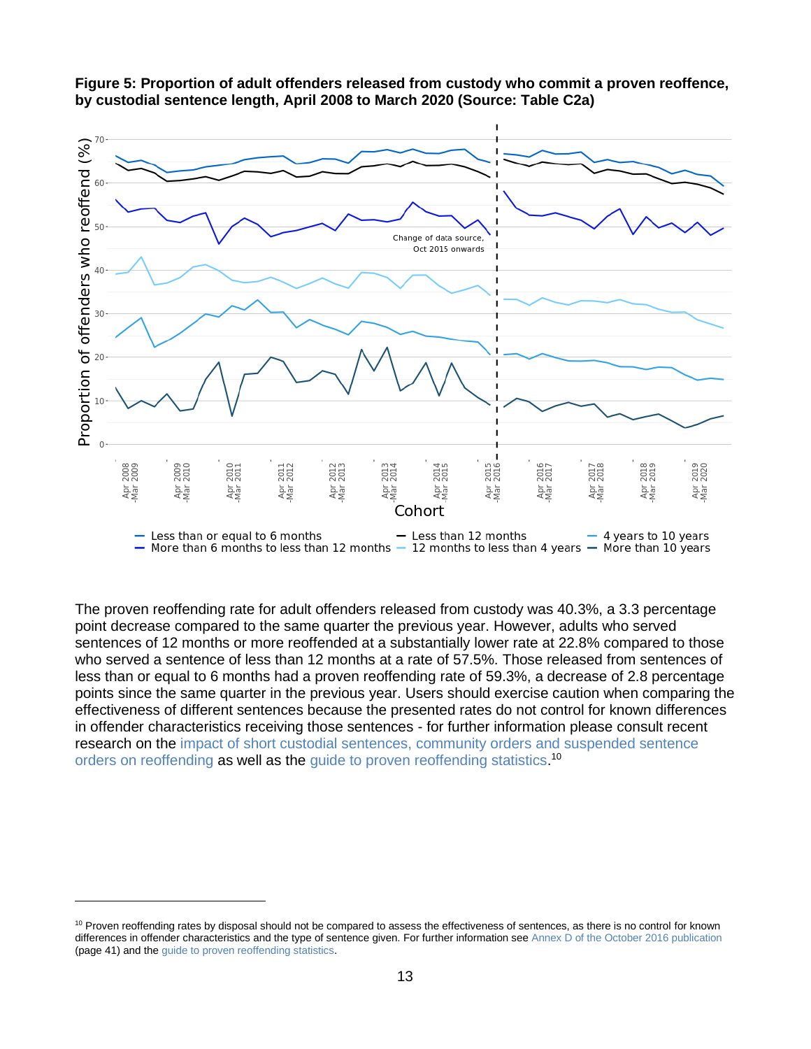**Figure 5: Proportion of adult offenders released from custody who commit a proven reoffence, by custodial sentence length, April 2008 to March 2020 (Source: Table C2a)**

The proven reoffending rate for adult offenders released from custody was 40.3%, a 3.3 percentage point decrease compared to the same quarter the previous year. However, adults who served sentences of 12 months or more reoffended at a substantially lower rate at 22.8% compared to those who served a sentence of less than 12 months at a rate of 57.5%. Those released from sentences of less than or equal to 6 months had a proven reoffending rate of 59.3%, a decrease of 2.8 percentage points since the same quarter in the previous year. Users should exercise caution when comparing the effectiveness of different sentences because the presented rates do not control for known differences in offender characteristics receiving those sentences - for further information please consult recent research on the impact of short custodial sentences, community orders and suspended sentence orders on reoffending as well as the guide to proven reoffending statistics.[10]

[10] Proven reoffending rates by disposal should not be compared to assess the effectiveness of sentences, as there is no control for known differences in offender characteristics and the type of sentence given. For further information see Annex D of the October 2016 publication (page 41) and the guide to proven reoffending statistics.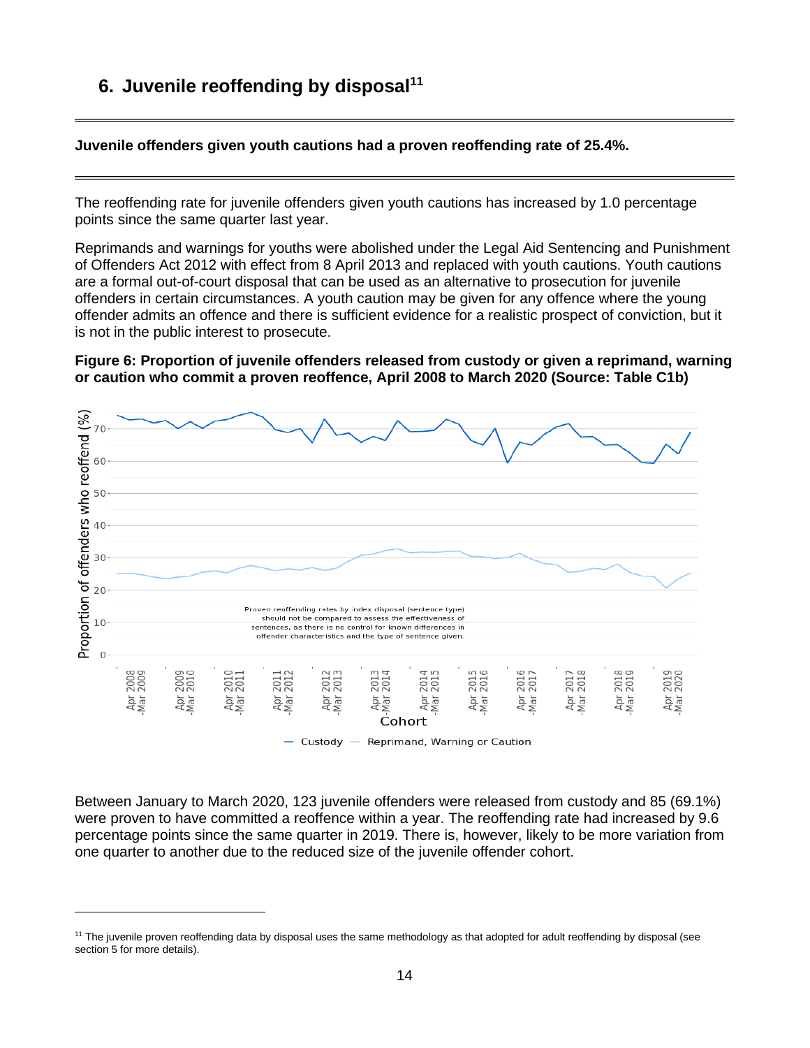## 6. Juvenile reoffending by disposal[11]

**Juvenile offenders given youth cautions had a proven reoffending rate of 25.4%.**

The reoffending rate for juvenile offenders given youth cautions has increased by 1.0 percentage points since the same quarter last year.

Reprimands and warnings for youths were abolished under the Legal Aid Sentencing and Punishment of Offenders Act 2012 with effect from 8 April 2013 and replaced with youth cautions. Youth cautions are a formal out-of-court disposal that can be used as an alternative to prosecution for juvenile offenders in certain circumstances. A youth caution may be given for any offence where the young offender admits an offence and there is sufficient evidence for a realistic prospect of conviction, but it is not in the public interest to prosecute.

**Figure 6: Proportion of juvenile offenders released from custody or given a reprimand, warning or caution who commit a proven reoffence, April 2008 to March 2020 (Source: Table C1b)**

Between January to March 2020, 123 juvenile offenders were released from custody and 85 (69.1%) were proven to have committed a reoffence within a year. The reoffending rate had increased by 9.6 percentage points since the same quarter in 2019. There is, however, likely to be more variation from one quarter to another due to the reduced size of the juvenile offender cohort.

---

[11] The juvenile proven reoffending data by disposal uses the same methodology as that adopted for adult reoffending by disposal (see section 5 for more details).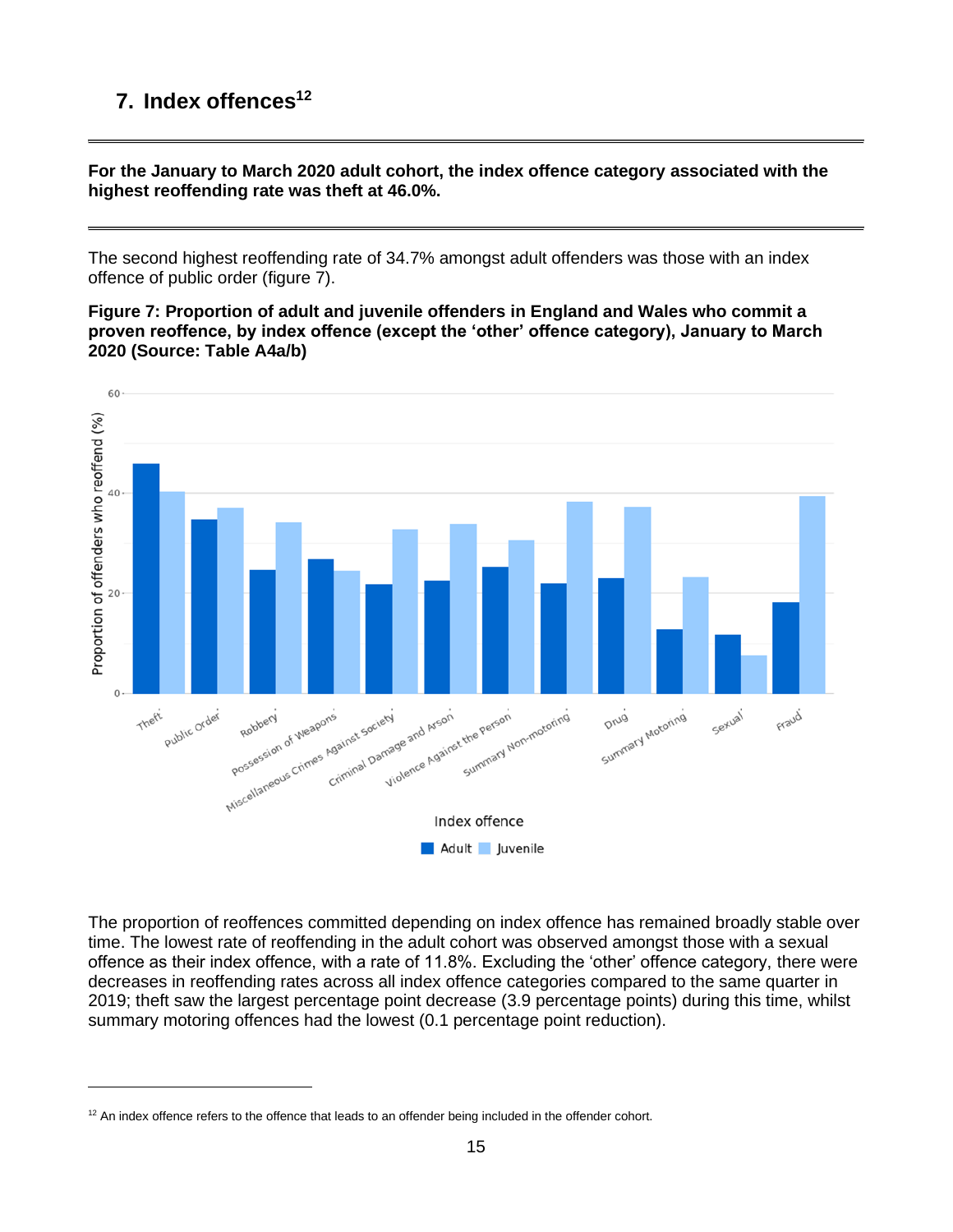## 7. Index offences[12]

**For the January to March 2020 adult cohort, the index offence category associated with the highest reoffending rate was theft at 46.0%.**

The second highest reoffending rate of 34.7% amongst adult offenders was those with an index offence of public order (figure 7).

**Figure 7: Proportion of adult and juvenile offenders in England and Wales who commit a proven reoffence, by index offence (except the 'other' offence category), January to March 2020 (Source: Table A4a/b)**

The proportion of reoffences committed depending on index offence has remained broadly stable over time. The lowest rate of reoffending in the adult cohort was observed amongst those with a sexual offence as their index offence, with a rate of 11.8%. Excluding the 'other' offence category, there were decreases in reoffending rates across all index offence categories compared to the same quarter in 2019; theft saw the largest percentage point decrease (3.9 percentage points) during this time, whilst summary motoring offences had the lowest (0.1 percentage point reduction).

[12] An index offence refers to the offence that leads to an offender being included in the offender cohort.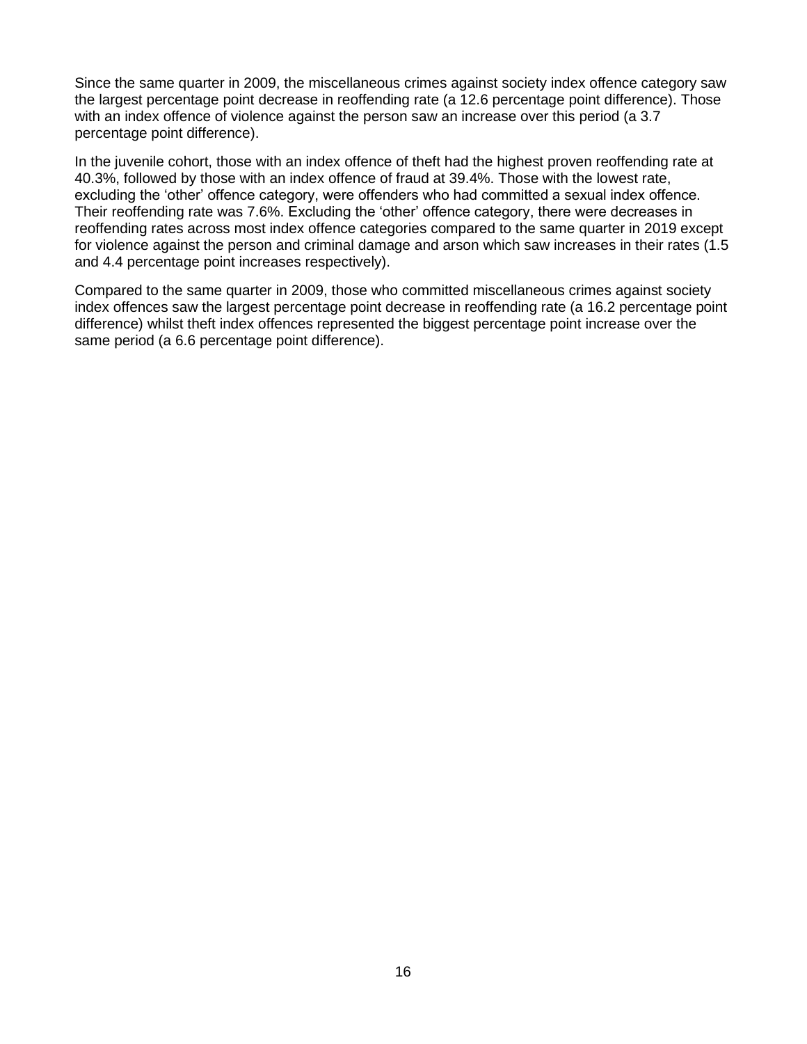Since the same quarter in 2009, the miscellaneous crimes against society index offence category saw the largest percentage point decrease in reoffending rate (a 12.6 percentage point difference). Those with an index offence of violence against the person saw an increase over this period (a 3.7 percentage point difference).

In the juvenile cohort, those with an index offence of theft had the highest proven reoffending rate at 40.3%, followed by those with an index offence of fraud at 39.4%. Those with the lowest rate, excluding the 'other' offence category, were offenders who had committed a sexual index offence. Their reoffending rate was 7.6%. Excluding the 'other' offence category, there were decreases in reoffending rates across most index offence categories compared to the same quarter in 2019 except for violence against the person and criminal damage and arson which saw increases in their rates (1.5 and 4.4 percentage point increases respectively).

Compared to the same quarter in 2009, those who committed miscellaneous crimes against society index offences saw the largest percentage point decrease in reoffending rate (a 16.2 percentage point difference) whilst theft index offences represented the biggest percentage point increase over the same period (a 6.6 percentage point difference).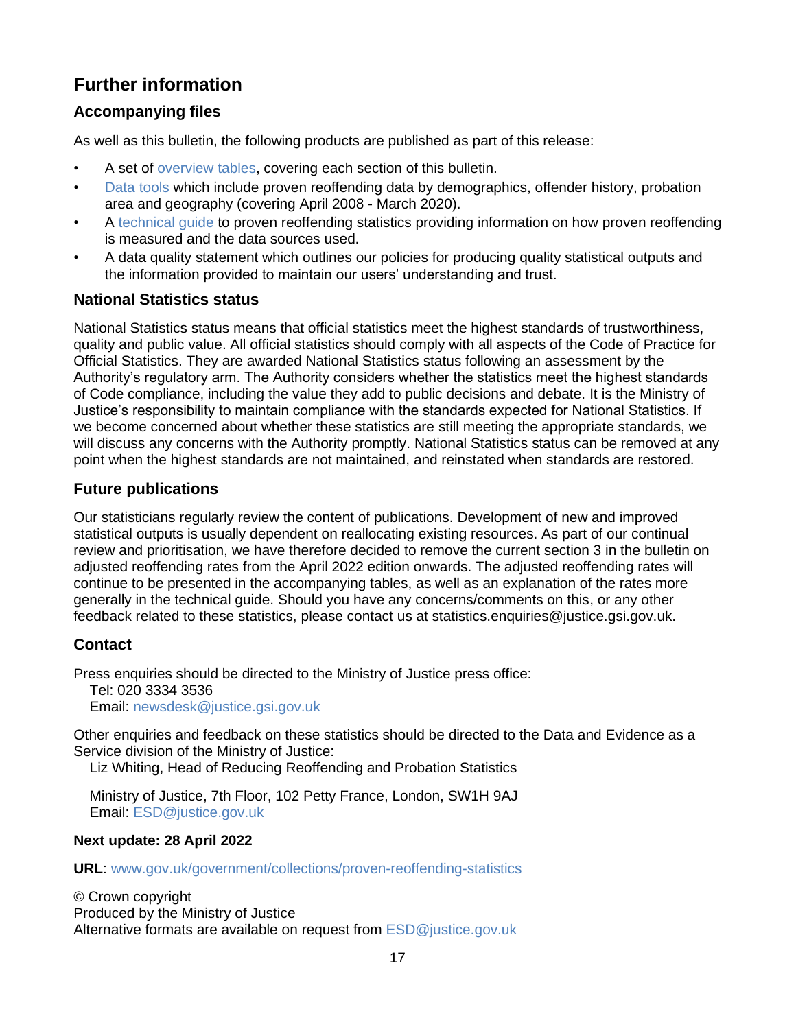# Further information

## Accompanying files

As well as this bulletin, the following products are published as part of this release:

- A set of overview tables, covering each section of this bulletin.
- Data tools which include proven reoffending data by demographics, offender history, probation area and geography (covering April 2008 - March 2020).
- A technical guide to proven reoffending statistics providing information on how proven reoffending is measured and the data sources used.
- A data quality statement which outlines our policies for producing quality statistical outputs and the information provided to maintain our users' understanding and trust.

## National Statistics status

National Statistics status means that official statistics meet the highest standards of trustworthiness, quality and public value. All official statistics should comply with all aspects of the Code of Practice for Official Statistics. They are awarded National Statistics status following an assessment by the Authority's regulatory arm. The Authority considers whether the statistics meet the highest standards of Code compliance, including the value they add to public decisions and debate. It is the Ministry of Justice's responsibility to maintain compliance with the standards expected for National Statistics. If we become concerned about whether these statistics are still meeting the appropriate standards, we will discuss any concerns with the Authority promptly. National Statistics status can be removed at any point when the highest standards are not maintained, and reinstated when standards are restored.

## Future publications

Our statisticians regularly review the content of publications. Development of new and improved statistical outputs is usually dependent on reallocating existing resources. As part of our continual review and prioritisation, we have therefore decided to remove the current section 3 in the bulletin on adjusted reoffending rates from the April 2022 edition onwards. The adjusted reoffending rates will continue to be presented in the accompanying tables, as well as an explanation of the rates more generally in the technical guide. Should you have any concerns/comments on this, or any other feedback related to these statistics, please contact us at statistics.enquiries@justice.gsi.gov.uk.

## Contact

Press enquiries should be directed to the Ministry of Justice press office:
Tel: 020 3334 3536
Email: newsdesk@justice.gsi.gov.uk

Other enquiries and feedback on these statistics should be directed to the Data and Evidence as a Service division of the Ministry of Justice:
Liz Whiting, Head of Reducing Reoffending and Probation Statistics

Ministry of Justice, 7th Floor, 102 Petty France, London, SW1H 9AJ
Email: ESD@justice.gov.uk

**Next update: 28 April 2022**

**URL**: www.gov.uk/government/collections/proven-reoffending-statistics

© Crown copyright
Produced by the Ministry of Justice
Alternative formats are available on request from ESD@justice.gov.uk